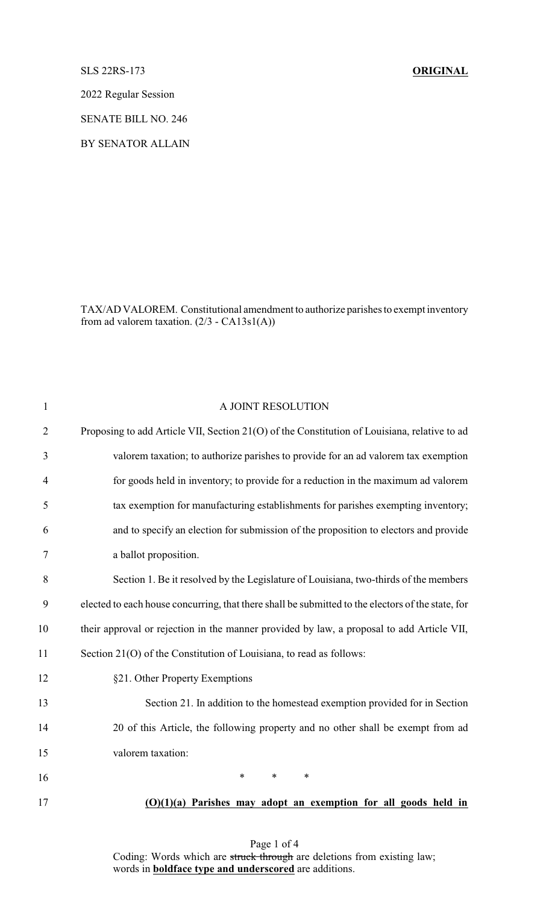SLS 22RS-173 **ORIGINAL**

2022 Regular Session

SENATE BILL NO. 246

BY SENATOR ALLAIN

TAX/AD VALOREM. Constitutional amendment to authorize parishes to exempt inventory from ad valorem taxation. (2/3 - CA13s1(A))

A JOINT RESOLUTION

Proposing to add Article VII, Section 21(O) of the Constitution of Louisiana, relative to ad valorem taxation; to authorize parishes to provide for an ad valorem tax exemption for goods held in inventory; to provide for a reduction in the maximum ad valorem tax exemption for manufacturing establishments for parishes exempting inventory; and to specify an election for submission of the proposition to electors and provide a ballot proposition.

Section 1. Be it resolved by the Legislature of Louisiana, two-thirds of the members elected to each house concurring, that there shall be submitted to the electors of the state, for their approval or rejection in the manner provided by law, a proposal to add Article VII, Section 21(O) of the Constitution of Louisiana, to read as follows:

§21. Other Property Exemptions

Section 21. In addition to the homestead exemption provided for in Section 20 of this Article, the following property and no other shall be exempt from ad valorem taxation:

\* \* \*

**(O)(1)(a) Parishes may adopt an exemption for all goods held in**

Coding: Words which are ~~struck through~~ are deletions from existing law; words in **boldface type and underscored** are additions.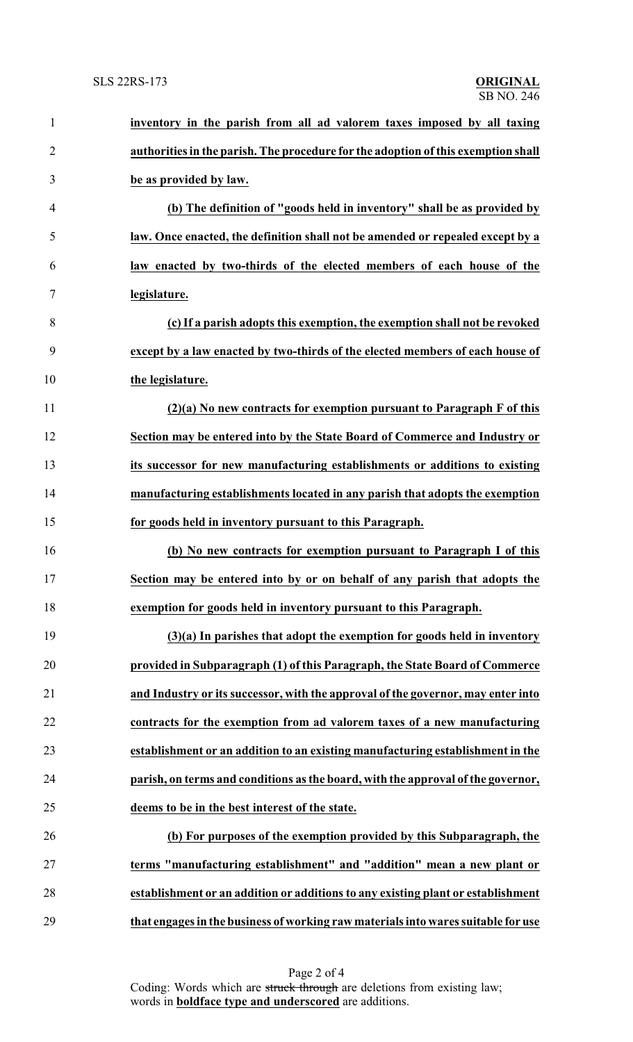**inventory in the parish from all ad valorem taxes imposed by all taxing authorities in the parish. The procedure for the adoption of this exemption shall be as provided by law.**

**(b) The definition of "goods held in inventory" shall be as provided by law. Once enacted, the definition shall not be amended or repealed except by a law enacted by two-thirds of the elected members of each house of the legislature.**

**(c) If a parish adopts this exemption, the exemption shall not be revoked except by a law enacted by two-thirds of the elected members of each house of the legislature.**

**(2)(a) No new contracts for exemption pursuant to Paragraph F of this Section may be entered into by the State Board of Commerce and Industry or its successor for new manufacturing establishments or additions to existing manufacturing establishments located in any parish that adopts the exemption for goods held in inventory pursuant to this Paragraph.**

**(b) No new contracts for exemption pursuant to Paragraph I of this Section may be entered into by or on behalf of any parish that adopts the exemption for goods held in inventory pursuant to this Paragraph.**

**(3)(a) In parishes that adopt the exemption for goods held in inventory provided in Subparagraph (1) of this Paragraph, the State Board of Commerce and Industry or its successor, with the approval of the governor, may enter into contracts for the exemption from ad valorem taxes of a new manufacturing establishment or an addition to an existing manufacturing establishment in the parish, on terms and conditions as the board, with the approval of the governor, deems to be in the best interest of the state.**

**(b) For purposes of the exemption provided by this Subparagraph, the terms "manufacturing establishment" and "addition" mean a new plant or establishment or an addition or additions to any existing plant or establishment that engages in the business of working raw materials into wares suitable for use**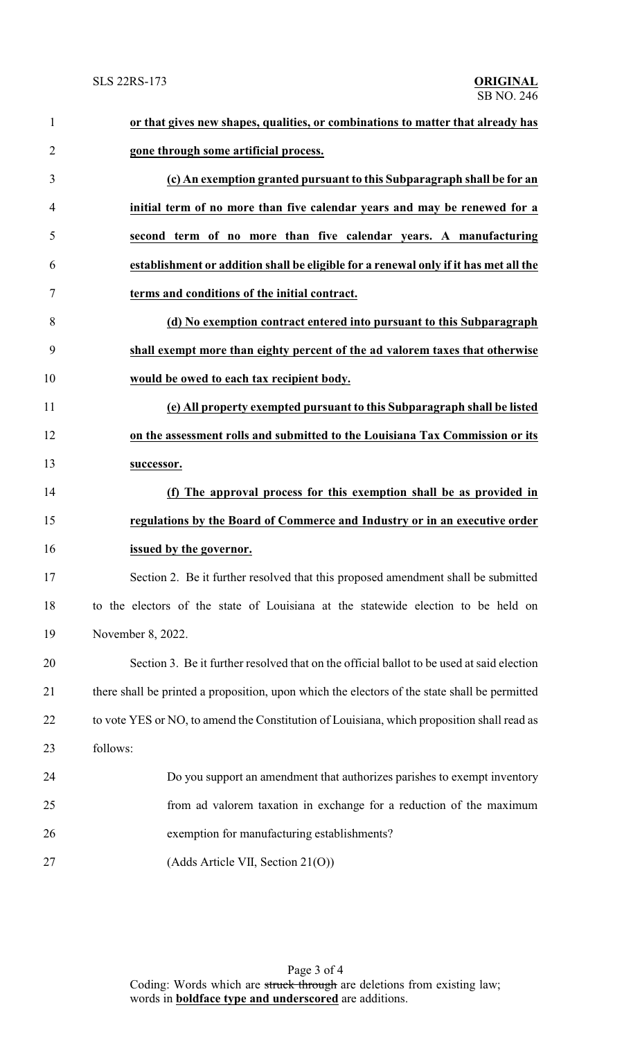**or that gives new shapes, qualities, or combinations to matter that already has gone through some artificial process.**

**(c) An exemption granted pursuant to this Subparagraph shall be for an initial term of no more than five calendar years and may be renewed for a second term of no more than five calendar years. A manufacturing establishment or addition shall be eligible for a renewal only if it has met all the terms and conditions of the initial contract.**

**(d) No exemption contract entered into pursuant to this Subparagraph shall exempt more than eighty percent of the ad valorem taxes that otherwise would be owed to each tax recipient body.**

**(e) All property exempted pursuant to this Subparagraph shall be listed on the assessment rolls and submitted to the Louisiana Tax Commission or its successor.**

**(f) The approval process for this exemption shall be as provided in regulations by the Board of Commerce and Industry or in an executive order issued by the governor.**

Section 2. Be it further resolved that this proposed amendment shall be submitted to the electors of the state of Louisiana at the statewide election to be held on November 8, 2022.

Section 3. Be it further resolved that on the official ballot to be used at said election there shall be printed a proposition, upon which the electors of the state shall be permitted to vote YES or NO, to amend the Constitution of Louisiana, which proposition shall read as follows:

> Do you support an amendment that authorizes parishes to exempt inventory from ad valorem taxation in exchange for a reduction of the maximum exemption for manufacturing establishments?
>
> (Adds Article VII, Section 21(O))

Coding: Words which are ~~struck through~~ are deletions from existing law; words in **boldface type and underscored** are additions.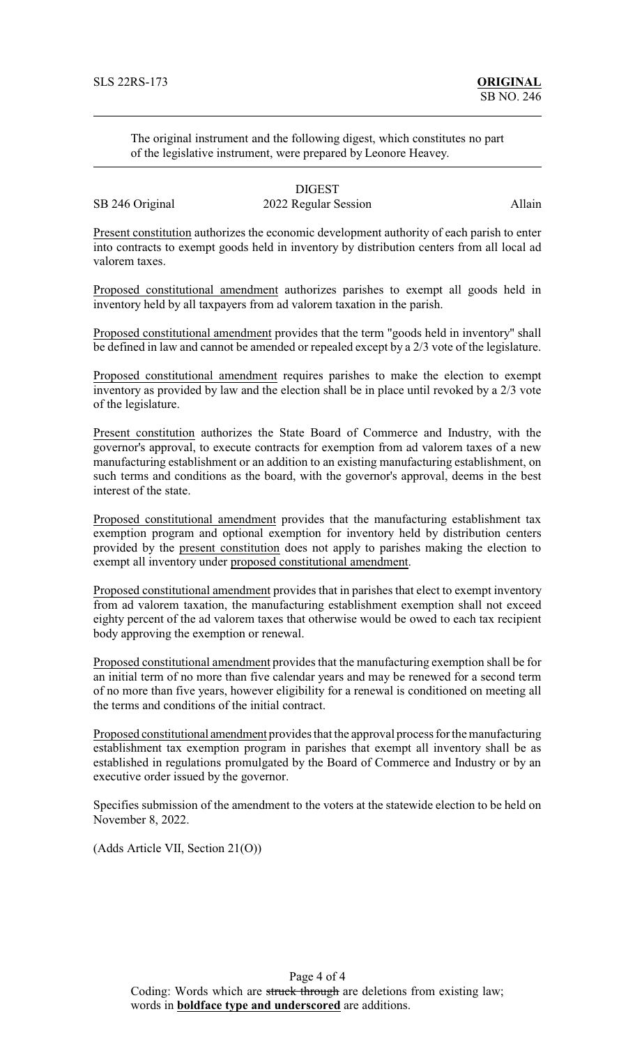The original instrument and the following digest, which constitutes no part of the legislative instrument, were prepared by Leonore Heavey.

DIGEST

SB 246 Original — 2022 Regular Session — Allain

Present constitution authorizes the economic development authority of each parish to enter into contracts to exempt goods held in inventory by distribution centers from all local ad valorem taxes.

Proposed constitutional amendment authorizes parishes to exempt all goods held in inventory held by all taxpayers from ad valorem taxation in the parish.

Proposed constitutional amendment provides that the term "goods held in inventory" shall be defined in law and cannot be amended or repealed except by a 2/3 vote of the legislature.

Proposed constitutional amendment requires parishes to make the election to exempt inventory as provided by law and the election shall be in place until revoked by a 2/3 vote of the legislature.

Present constitution authorizes the State Board of Commerce and Industry, with the governor's approval, to execute contracts for exemption from ad valorem taxes of a new manufacturing establishment or an addition to an existing manufacturing establishment, on such terms and conditions as the board, with the governor's approval, deems in the best interest of the state.

Proposed constitutional amendment provides that the manufacturing establishment tax exemption program and optional exemption for inventory held by distribution centers provided by the present constitution does not apply to parishes making the election to exempt all inventory under proposed constitutional amendment.

Proposed constitutional amendment provides that in parishes that elect to exempt inventory from ad valorem taxation, the manufacturing establishment exemption shall not exceed eighty percent of the ad valorem taxes that otherwise would be owed to each tax recipient body approving the exemption or renewal.

Proposed constitutional amendment provides that the manufacturing exemption shall be for an initial term of no more than five calendar years and may be renewed for a second term of no more than five years, however eligibility for a renewal is conditioned on meeting all the terms and conditions of the initial contract.

Proposed constitutional amendment provides that the approval process for the manufacturing establishment tax exemption program in parishes that exempt all inventory shall be as established in regulations promulgated by the Board of Commerce and Industry or by an executive order issued by the governor.

Specifies submission of the amendment to the voters at the statewide election to be held on November 8, 2022.

(Adds Article VII, Section 21(O))